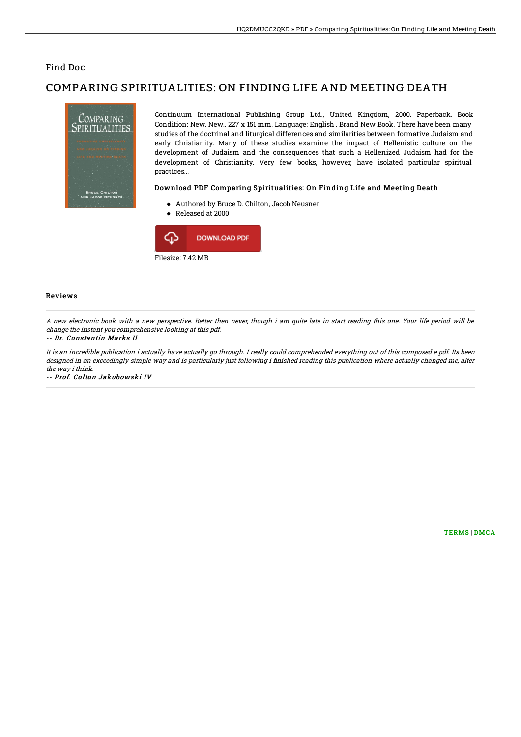Find Doc

# COMPARING SPIRITUALITIES: ON FINDING LIFE AND MEETING DEATH

Continuum International Publishing Group Ltd., United Kingdom, 2000. Paperback. Book Condition: New. New.. 227 x 151 mm. Language: English . Brand New Book. There have been many studies of the doctrinal and liturgical differences and similarities between formative Judaism and early Christianity. Many of these studies examine the impact of Hellenistic culture on the development of Judaism and the consequences that such a Hellenized Judaism had for the development of Christianity. Very few books, however, have isolated particular spiritual practices...

### Download PDF Comparing Spiritualities: On Finding Life and Meeting Death

- Authored by Bruce D. Chilton, Jacob Neusner
- Released at 2000

DOWNLOAD PDF

Filesize: 7.42 MB

## Reviews

*A new electronic book with a new perspective. Better then never, though i am quite late in start reading this one. Your life period will be change the instant you comprehensive looking at this pdf.*

*-- Dr. Constantin Marks II*

*It is an incredible publication i actually have actually go through. I really could comprehended everything out of this composed e pdf. Its been designed in an exceedingly simple way and is particularly just following i finished reading this publication where actually changed me, alter the way i think.*

*-- Prof. Colton Jakubowski IV*

TERMS | DMCA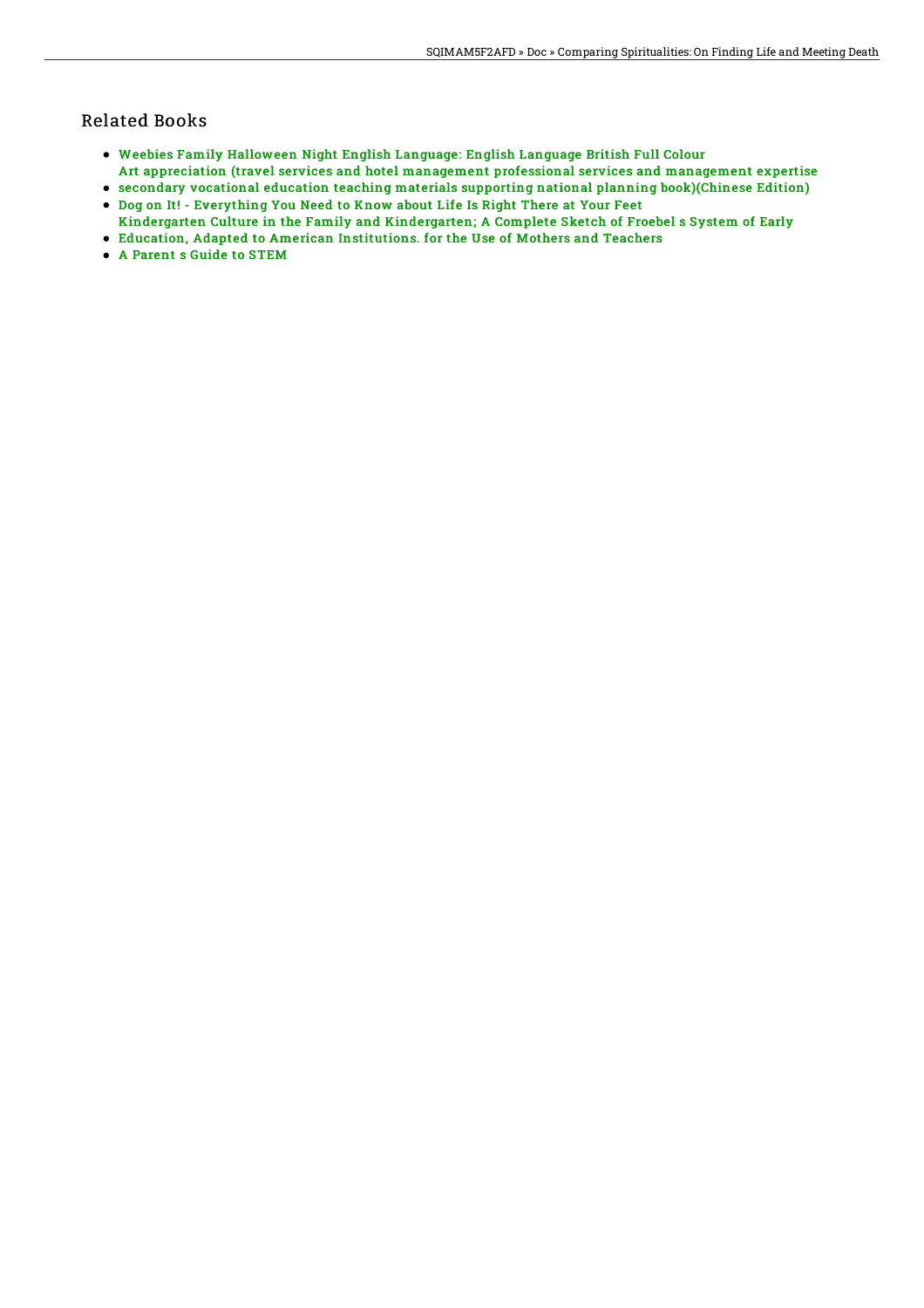## Related Books

- Weebies Family Halloween Night English Language: English Language British Full Colour
  Art appreciation (travel services and hotel management professional services and management expertise
- secondary vocational education teaching materials supporting national planning book)(Chinese Edition)
- Dog on It! - Everything You Need to Know about Life Is Right There at Your Feet
  Kindergarten Culture in the Family and Kindergarten; A Complete Sketch of Froebel s System of Early
- Education, Adapted to American Institutions. for the Use of Mothers and Teachers
- A Parent s Guide to STEM